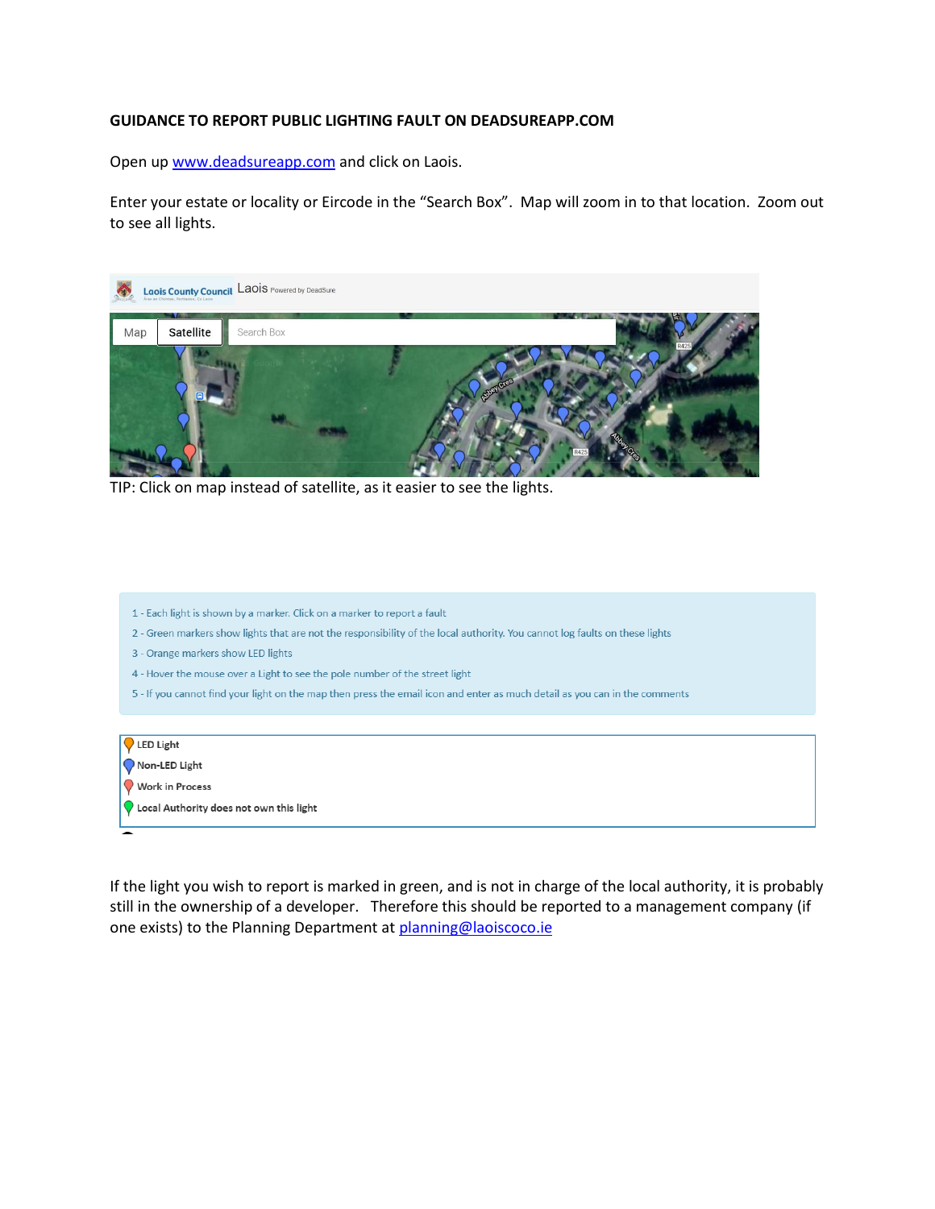**GUIDANCE TO REPORT PUBLIC LIGHTING FAULT ON DEADSUREAPP.COM**

Open up www.deadsureapp.com and click on Laois.

Enter your estate or locality or Eircode in the "Search Box". Map will zoom in to that location. Zoom out to see all lights.

TIP: Click on map instead of satellite, as it easier to see the lights.

1 - Each light is shown by a marker. Click on a marker to report a fault
2 - Green markers show lights that are not the responsibility of the local authority. You cannot log faults on these lights
3 - Orange markers show LED lights
4 - Hover the mouse over a Light to see the pole number of the street light
5 - If you cannot find your light on the map then press the email icon and enter as much detail as you can in the comments

- LED Light
- Non-LED Light
- Work in Process
- Local Authority does not own this light

If the light you wish to report is marked in green, and is not in charge of the local authority, it is probably still in the ownership of a developer. Therefore this should be reported to a management company (if one exists) to the Planning Department at planning@laoiscoco.ie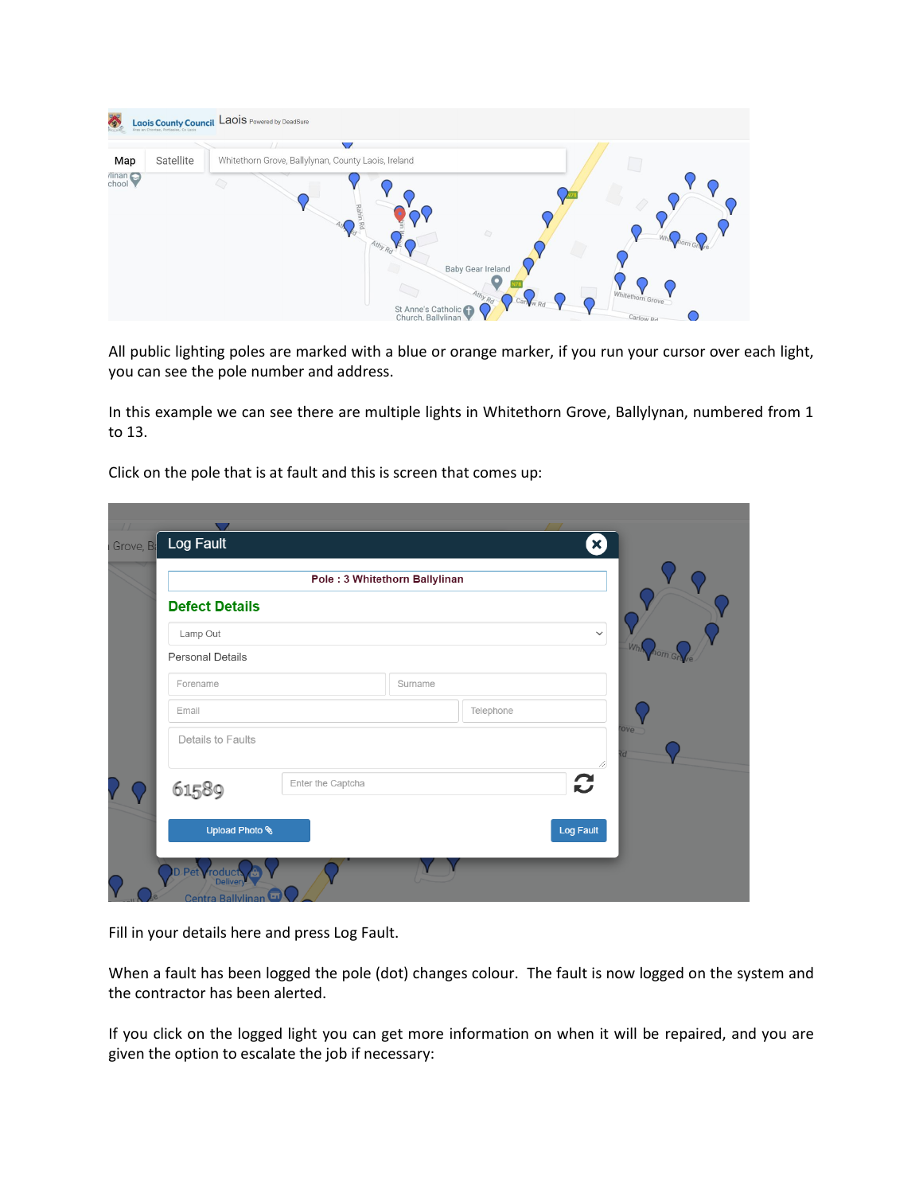All public lighting poles are marked with a blue or orange marker, if you run your cursor over each light, you can see the pole number and address.

In this example we can see there are multiple lights in Whitethorn Grove, Ballylynan, numbered from 1 to 13.

Click on the pole that is at fault and this is screen that comes up:

Fill in your details here and press Log Fault.

When a fault has been logged the pole (dot) changes colour. The fault is now logged on the system and the contractor has been alerted.

If you click on the logged light you can get more information on when it will be repaired, and you are given the option to escalate the job if necessary: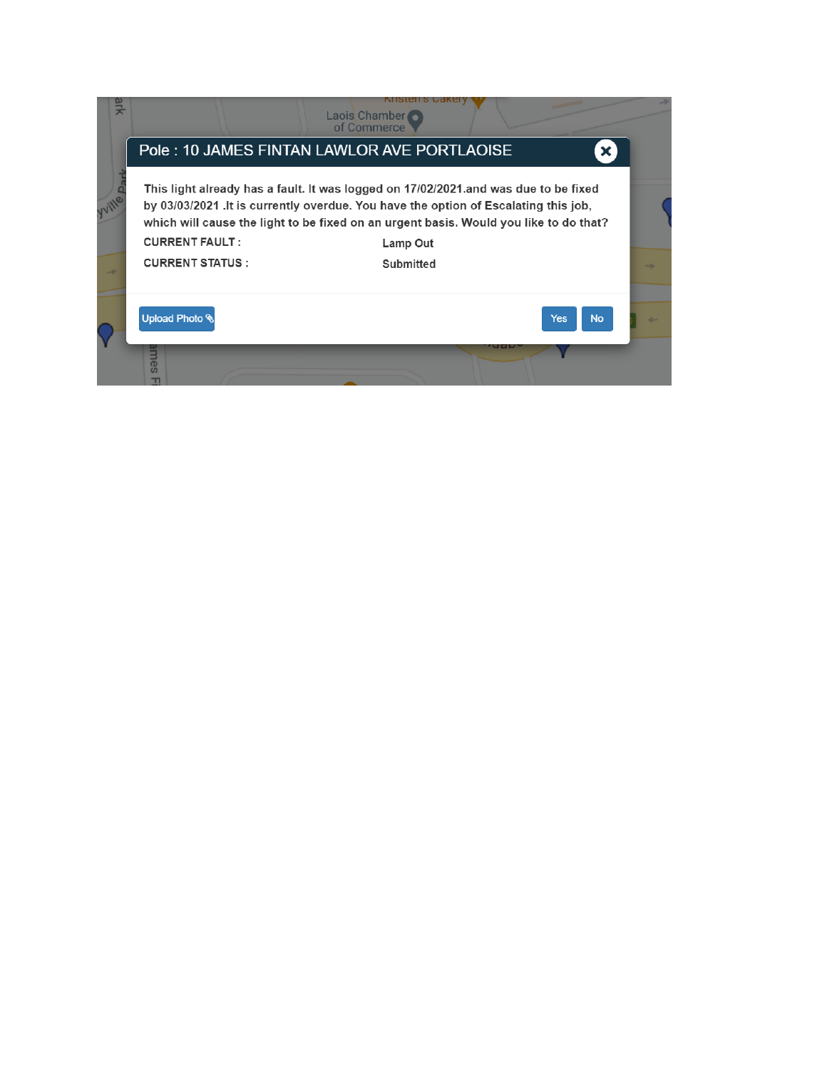## Pole : 10 JAMES FINTAN LAWLOR AVE PORTLAOISE

This light already has a fault. It was logged on 17/02/2021.and was due to be fixed by 03/03/2021 .It is currently overdue. You have the option of Escalating this job, which will cause the light to be fixed on an urgent basis. Would you like to do that?

| | |
|---|---|
| CURRENT FAULT : | Lamp Out |
| CURRENT STATUS : | Submitted |

Upload Photo

Yes No